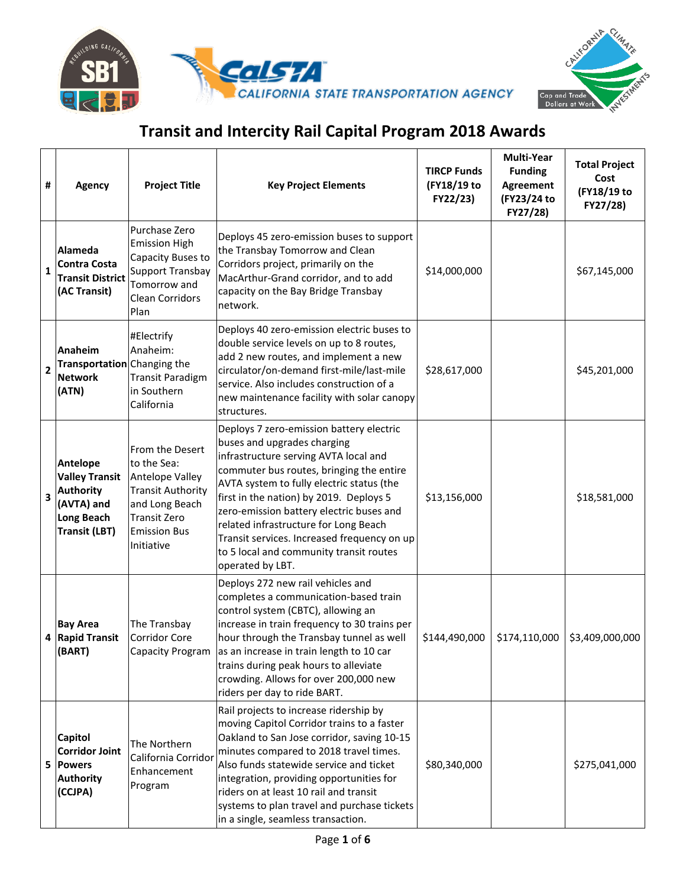# Transit and Intercity Rail Capital Program 2018 Awards

| # | Agency | Project Title | Key Project Elements | TIRCP Funds (FY18/19 to FY22/23) | Multi-Year Funding Agreement (FY23/24 to FY27/28) | Total Project Cost (FY18/19 to FY27/28) |
|---|---|---|---|---|---|---|
| 1 | **Alameda Contra Costa Transit District (AC Transit)** | Purchase Zero Emission High Capacity Buses to Support Transbay Tomorrow and Clean Corridors Plan | Deploys 45 zero-emission buses to support the Transbay Tomorrow and Clean Corridors project, primarily on the MacArthur-Grand corridor, and to add capacity on the Bay Bridge Transbay network. | $14,000,000 | | $67,145,000 |
| 2 | **Anaheim Transportation Network (ATN)** | #Electrify Anaheim: Changing the Transit Paradigm in Southern California | Deploys 40 zero-emission electric buses to double service levels on up to 8 routes, add 2 new routes, and implement a new circulator/on-demand first-mile/last-mile service. Also includes construction of a new maintenance facility with solar canopy structures. | $28,617,000 | | $45,201,000 |
| 3 | **Antelope Valley Transit Authority (AVTA) and Long Beach Transit (LBT)** | From the Desert to the Sea: Antelope Valley Transit Authority and Long Beach Transit Zero Emission Bus Initiative | Deploys 7 zero-emission battery electric buses and upgrades charging infrastructure serving AVTA local and commuter bus routes, bringing the entire AVTA system to fully electric status (the first in the nation) by 2019. Deploys 5 zero-emission battery electric buses and related infrastructure for Long Beach Transit services. Increased frequency on up to 5 local and community transit routes operated by LBT. | $13,156,000 | | $18,581,000 |
| 4 | **Bay Area Rapid Transit (BART)** | The Transbay Corridor Core Capacity Program | Deploys 272 new rail vehicles and completes a communication-based train control system (CBTC), allowing an increase in train frequency to 30 trains per hour through the Transbay tunnel as well as an increase in train length to 10 car trains during peak hours to alleviate crowding. Allows for over 200,000 new riders per day to ride BART. | $144,490,000 | $174,110,000 | $3,409,000,000 |
| 5 | **Capitol Corridor Joint Powers Authority (CCJPA)** | The Northern California Corridor Enhancement Program | Rail projects to increase ridership by moving Capitol Corridor trains to a faster Oakland to San Jose corridor, saving 10-15 minutes compared to 2018 travel times. Also funds statewide service and ticket integration, providing opportunities for riders on at least 10 rail and transit systems to plan travel and purchase tickets in a single, seamless transaction. | $80,340,000 | | $275,041,000 |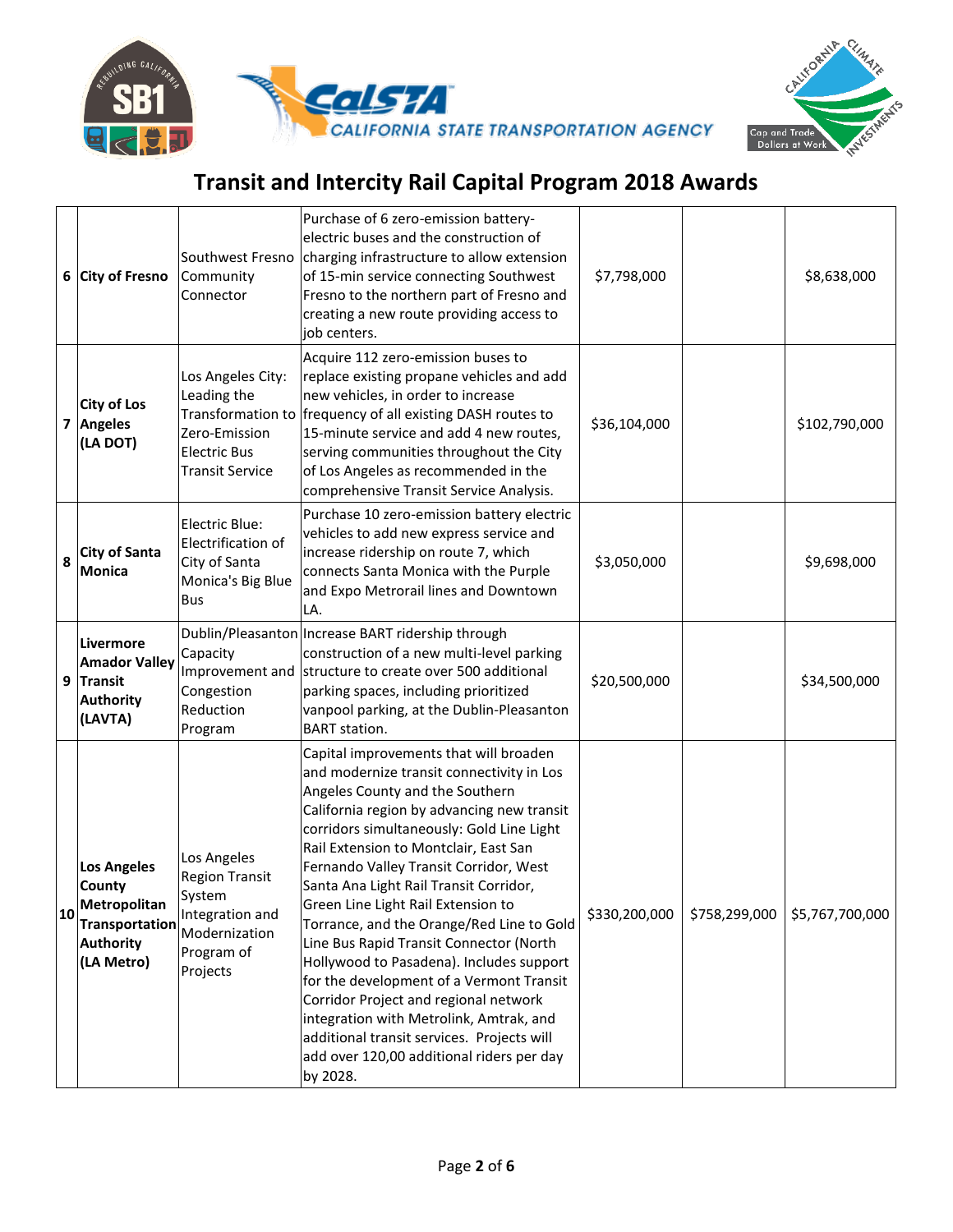# Transit and Intercity Rail Capital Program 2018 Awards

| | | | | | | |
|---|---|---|---|---|---|---|
| 6 | City of Fresno | Southwest Fresno Community Connector | Purchase of 6 zero-emission battery-electric buses and the construction of charging infrastructure to allow extension of 15-min service connecting Southwest Fresno to the northern part of Fresno and creating a new route providing access to job centers. | $7,798,000 | | $8,638,000 |
| 7 | City of Los Angeles (LA DOT) | Los Angeles City: Leading the Transformation to Zero-Emission Electric Bus Transit Service | Acquire 112 zero-emission buses to replace existing propane vehicles and add new vehicles, in order to increase frequency of all existing DASH routes to 15-minute service and add 4 new routes, serving communities throughout the City of Los Angeles as recommended in the comprehensive Transit Service Analysis. | $36,104,000 | | $102,790,000 |
| 8 | City of Santa Monica | Electric Blue: Electrification of City of Santa Monica's Big Blue Bus | Purchase 10 zero-emission battery electric vehicles to add new express service and increase ridership on route 7, which connects Santa Monica with the Purple and Expo Metrorail lines and Downtown LA. | $3,050,000 | | $9,698,000 |
| 9 | Livermore Amador Valley Transit Authority (LAVTA) | Dublin/Pleasanton Capacity Improvement and Congestion Reduction Program | Increase BART ridership through construction of a new multi-level parking structure to create over 500 additional parking spaces, including prioritized vanpool parking, at the Dublin-Pleasanton BART station. | $20,500,000 | | $34,500,000 |
| 10 | Los Angeles County Metropolitan Transportation Authority (LA Metro) | Los Angeles Region Transit System Integration and Modernization Program of Projects | Capital improvements that will broaden and modernize transit connectivity in Los Angeles County and the Southern California region by advancing new transit corridors simultaneously: Gold Line Light Rail Extension to Montclair, East San Fernando Valley Transit Corridor, West Santa Ana Light Rail Transit Corridor, Green Line Light Rail Extension to Torrance, and the Orange/Red Line to Gold Line Bus Rapid Transit Connector (North Hollywood to Pasadena). Includes support for the development of a Vermont Transit Corridor Project and regional network integration with Metrolink, Amtrak, and additional transit services. Projects will add over 120,00 additional riders per day by 2028. | $330,200,000 | $758,299,000 | $5,767,700,000 |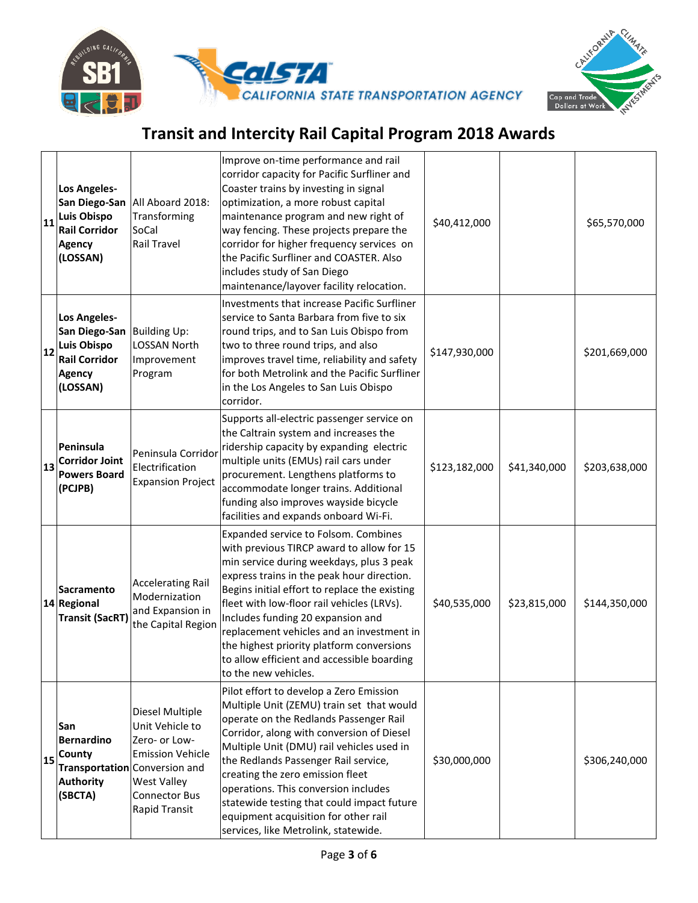# Transit and Intercity Rail Capital Program 2018 Awards

| | | | | | | |
|---|---|---|---|---|---|---|
| 11 | **Los Angeles-San Diego-San Luis Obispo Rail Corridor Agency (LOSSAN)** | All Aboard 2018: Transforming SoCal Rail Travel | Improve on-time performance and rail corridor capacity for Pacific Surfliner and Coaster trains by investing in signal optimization, a more robust capital maintenance program and new right of way fencing. These projects prepare the corridor for higher frequency services on the Pacific Surfliner and COASTER. Also includes study of San Diego maintenance/layover facility relocation. | $40,412,000 | | $65,570,000 |
| 12 | **Los Angeles-San Diego-San Luis Obispo Rail Corridor Agency (LOSSAN)** | Building Up: LOSSAN North Improvement Program | Investments that increase Pacific Surfliner service to Santa Barbara from five to six round trips, and to San Luis Obispo from two to three round trips, and also improves travel time, reliability and safety for both Metrolink and the Pacific Surfliner in the Los Angeles to San Luis Obispo corridor. | $147,930,000 | | $201,669,000 |
| 13 | **Peninsula Corridor Joint Powers Board (PCJPB)** | Peninsula Corridor Electrification Expansion Project | Supports all-electric passenger service on the Caltrain system and increases the ridership capacity by expanding electric multiple units (EMUs) rail cars under procurement. Lengthens platforms to accommodate longer trains. Additional funding also improves wayside bicycle facilities and expands onboard Wi-Fi. | $123,182,000 | $41,340,000 | $203,638,000 |
| 14 | **Sacramento Regional Transit (SacRT)** | Accelerating Rail Modernization and Expansion in the Capital Region | Expanded service to Folsom. Combines with previous TIRCP award to allow for 15 min service during weekdays, plus 3 peak express trains in the peak hour direction. Begins initial effort to replace the existing fleet with low-floor rail vehicles (LRVs). Includes funding 20 expansion and replacement vehicles and an investment in the highest priority platform conversions to allow efficient and accessible boarding to the new vehicles. | $40,535,000 | $23,815,000 | $144,350,000 |
| 15 | **San Bernardino County Transportation Authority (SBCTA)** | Diesel Multiple Unit Vehicle to Zero- or Low-Emission Vehicle Conversion and West Valley Connector Bus Rapid Transit | Pilot effort to develop a Zero Emission Multiple Unit (ZEMU) train set that would operate on the Redlands Passenger Rail Corridor, along with conversion of Diesel Multiple Unit (DMU) rail vehicles used in the Redlands Passenger Rail service, creating the zero emission fleet operations. This conversion includes statewide testing that could impact future equipment acquisition for other rail services, like Metrolink, statewide. | $30,000,000 | | $306,240,000 |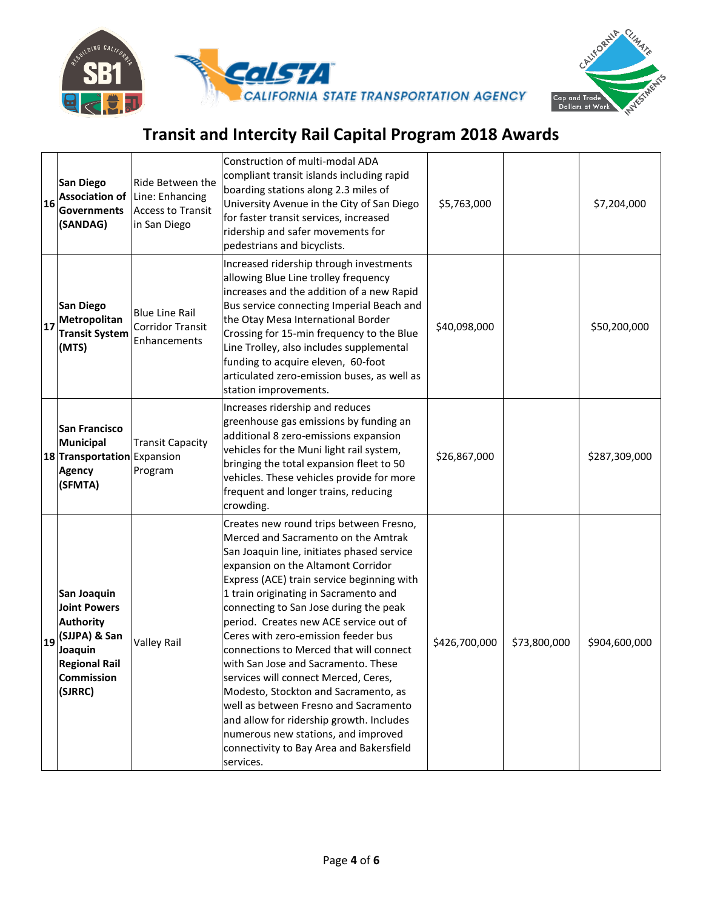# Transit and Intercity Rail Capital Program 2018 Awards

| | | | | | | |
|---|---|---|---|---|---|---|
| 16 | **San Diego Association of Governments (SANDAG)** | Ride Between the Line: Enhancing Access to Transit in San Diego | Construction of multi-modal ADA compliant transit islands including rapid boarding stations along 2.3 miles of University Avenue in the City of San Diego for faster transit services, increased ridership and safer movements for pedestrians and bicyclists. | $5,763,000 | | $7,204,000 |
| 17 | **San Diego Metropolitan Transit System (MTS)** | Blue Line Rail Corridor Transit Enhancements | Increased ridership through investments allowing Blue Line trolley frequency increases and the addition of a new Rapid Bus service connecting Imperial Beach and the Otay Mesa International Border Crossing for 15-min frequency to the Blue Line Trolley, also includes supplemental funding to acquire eleven, 60-foot articulated zero-emission buses, as well as station improvements. | $40,098,000 | | $50,200,000 |
| 18 | **San Francisco Municipal Transportation Agency (SFMTA)** | Transit Capacity Expansion Program | Increases ridership and reduces greenhouse gas emissions by funding an additional 8 zero-emissions expansion vehicles for the Muni light rail system, bringing the total expansion fleet to 50 vehicles. These vehicles provide for more frequent and longer trains, reducing crowding. | $26,867,000 | | $287,309,000 |
| 19 | **San Joaquin Joint Powers Authority (SJJPA) & San Joaquin Regional Rail Commission (SJRRC)** | Valley Rail | Creates new round trips between Fresno, Merced and Sacramento on the Amtrak San Joaquin line, initiates phased service expansion on the Altamont Corridor Express (ACE) train service beginning with 1 train originating in Sacramento and connecting to San Jose during the peak period. Creates new ACE service out of Ceres with zero-emission feeder bus connections to Merced that will connect with San Jose and Sacramento. These services will connect Merced, Ceres, Modesto, Stockton and Sacramento, as well as between Fresno and Sacramento and allow for ridership growth. Includes numerous new stations, and improved connectivity to Bay Area and Bakersfield services. | $426,700,000 | $73,800,000 | $904,600,000 |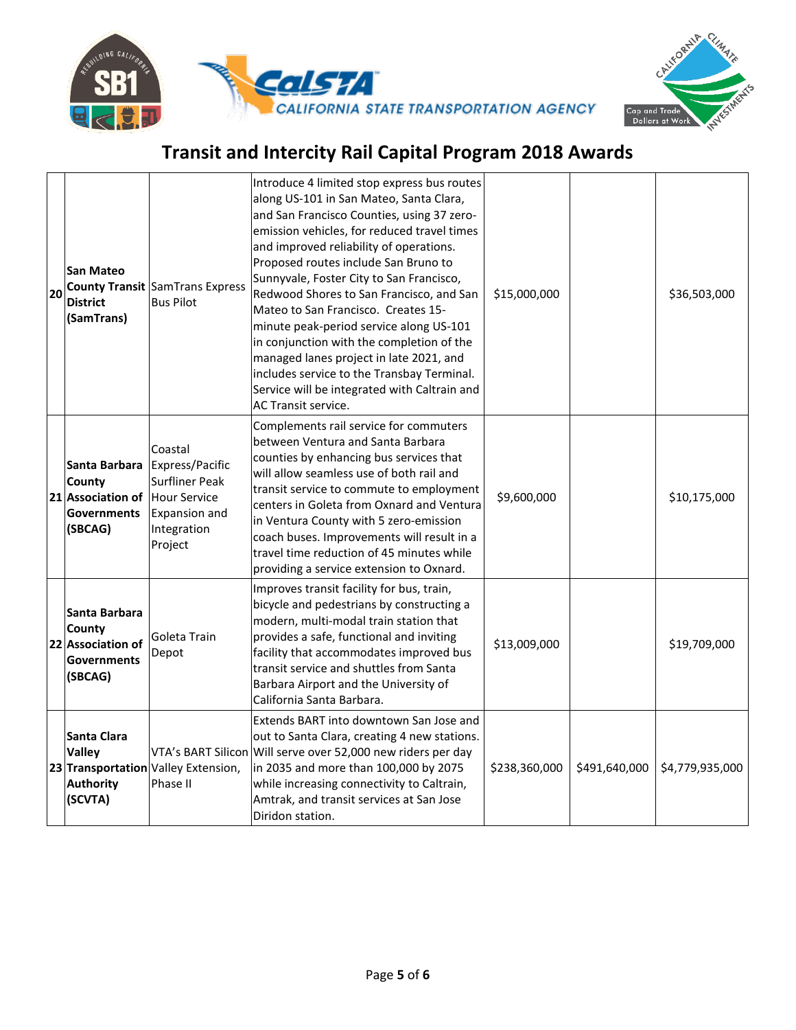# Transit and Intercity Rail Capital Program 2018 Awards

| | | | | | | |
|---|---|---|---|---|---|---|
| 20 | **San Mateo County Transit District (SamTrans)** | SamTrans Express Bus Pilot | Introduce 4 limited stop express bus routes along US-101 in San Mateo, Santa Clara, and San Francisco Counties, using 37 zero-emission vehicles, for reduced travel times and improved reliability of operations. Proposed routes include San Bruno to Sunnyvale, Foster City to San Francisco, Redwood Shores to San Francisco, and San Mateo to San Francisco. Creates 15-minute peak-period service along US-101 in conjunction with the completion of the managed lanes project in late 2021, and includes service to the Transbay Terminal. Service will be integrated with Caltrain and AC Transit service. | $15,000,000 | | $36,503,000 |
| 21 | **Santa Barbara County Association of Governments (SBCAG)** | Coastal Express/Pacific Surfliner Peak Hour Service Expansion and Integration Project | Complements rail service for commuters between Ventura and Santa Barbara counties by enhancing bus services that will allow seamless use of both rail and transit service to commute to employment centers in Goleta from Oxnard and Ventura in Ventura County with 5 zero-emission coach buses. Improvements will result in a travel time reduction of 45 minutes while providing a service extension to Oxnard. | $9,600,000 | | $10,175,000 |
| 22 | **Santa Barbara County Association of Governments (SBCAG)** | Goleta Train Depot | Improves transit facility for bus, train, bicycle and pedestrians by constructing a modern, multi-modal train station that provides a safe, functional and inviting facility that accommodates improved bus transit service and shuttles from Santa Barbara Airport and the University of California Santa Barbara. | $13,009,000 | | $19,709,000 |
| 23 | **Santa Clara Valley Transportation Authority (SCVTA)** | VTA's BART Silicon Valley Extension, Phase II | Extends BART into downtown San Jose and out to Santa Clara, creating 4 new stations. Will serve over 52,000 new riders per day in 2035 and more than 100,000 by 2075 while increasing connectivity to Caltrain, Amtrak, and transit services at San Jose Diridon station. | $238,360,000 | $491,640,000 | $4,779,935,000 |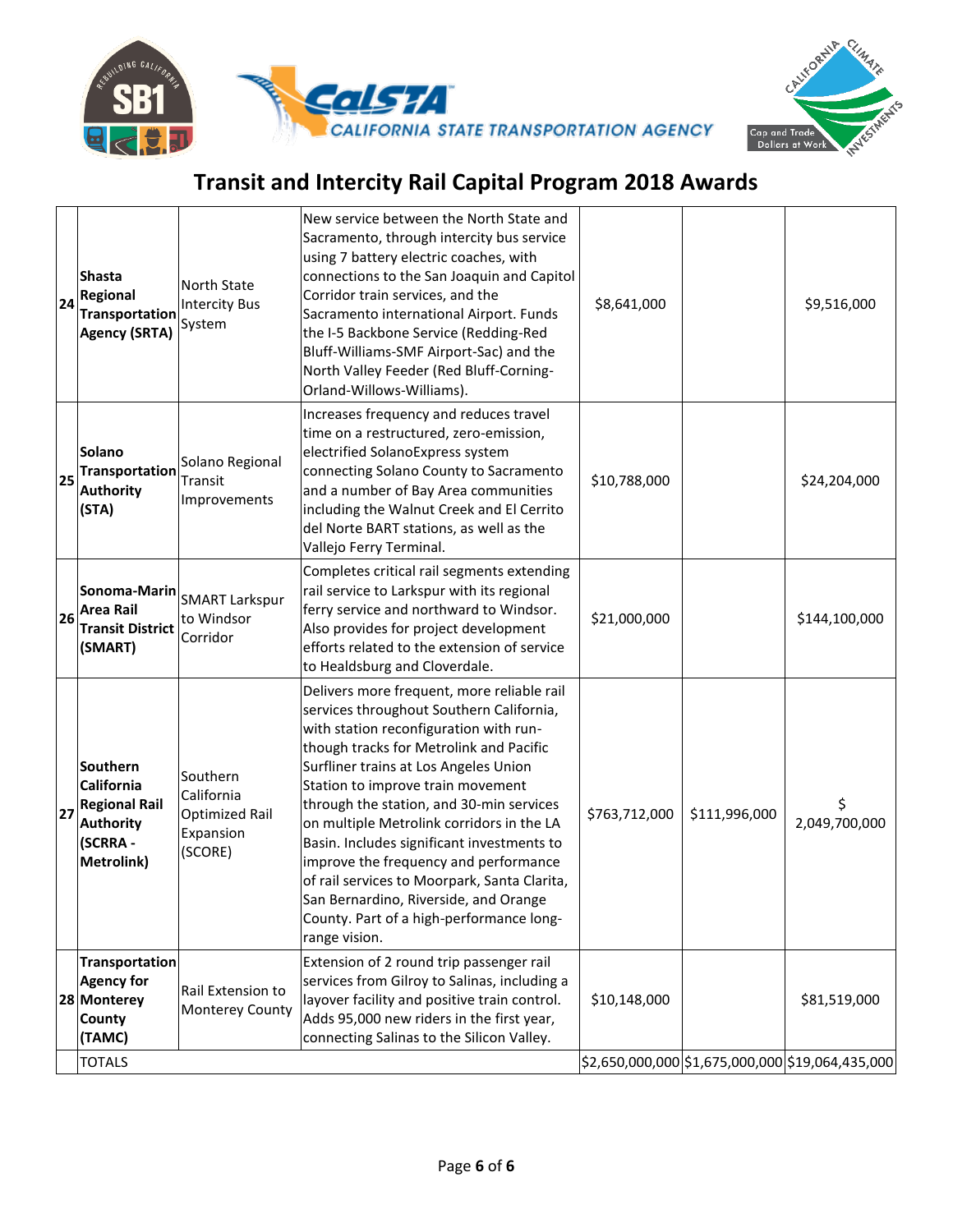# Transit and Intercity Rail Capital Program 2018 Awards

| | | | | | | |
|---|---|---|---|---|---|---|
| 24 | **Shasta Regional Transportation Agency (SRTA)** | North State Intercity Bus System | New service between the North State and Sacramento, through intercity bus service using 7 battery electric coaches, with connections to the San Joaquin and Capitol Corridor train services, and the Sacramento international Airport. Funds the I-5 Backbone Service (Redding-Red Bluff-Williams-SMF Airport-Sac) and the North Valley Feeder (Red Bluff-Corning-Orland-Willows-Williams). | $8,641,000 | | $9,516,000 |
| 25 | **Solano Transportation Authority (STA)** | Solano Regional Transit Improvements | Increases frequency and reduces travel time on a restructured, zero-emission, electrified SolanoExpress system connecting Solano County to Sacramento and a number of Bay Area communities including the Walnut Creek and El Cerrito del Norte BART stations, as well as the Vallejo Ferry Terminal. | $10,788,000 | | $24,204,000 |
| 26 | **Sonoma-Marin Area Rail Transit District (SMART)** | SMART Larkspur to Windsor Corridor | Completes critical rail segments extending rail service to Larkspur with its regional ferry service and northward to Windsor. Also provides for project development efforts related to the extension of service to Healdsburg and Cloverdale. | $21,000,000 | | $144,100,000 |
| 27 | **Southern California Regional Rail Authority (SCRRA - Metrolink)** | Southern California Optimized Rail Expansion (SCORE) | Delivers more frequent, more reliable rail services throughout Southern California, with station reconfiguration with run-though tracks for Metrolink and Pacific Surfliner trains at Los Angeles Union Station to improve train movement through the station, and 30-min services on multiple Metrolink corridors in the LA Basin. Includes significant investments to improve the frequency and performance of rail services to Moorpark, Santa Clarita, San Bernardino, Riverside, and Orange County. Part of a high-performance long-range vision. | $763,712,000 | $111,996,000 | $ 2,049,700,000 |
| 28 | **Transportation Agency for Monterey County (TAMC)** | Rail Extension to Monterey County | Extension of 2 round trip passenger rail services from Gilroy to Salinas, including a layover facility and positive train control. Adds 95,000 new riders in the first year, connecting Salinas to the Silicon Valley. | $10,148,000 | | $81,519,000 |
| | TOTALS | | | $2,650,000,000 | $1,675,000,000 | $19,064,435,000 |